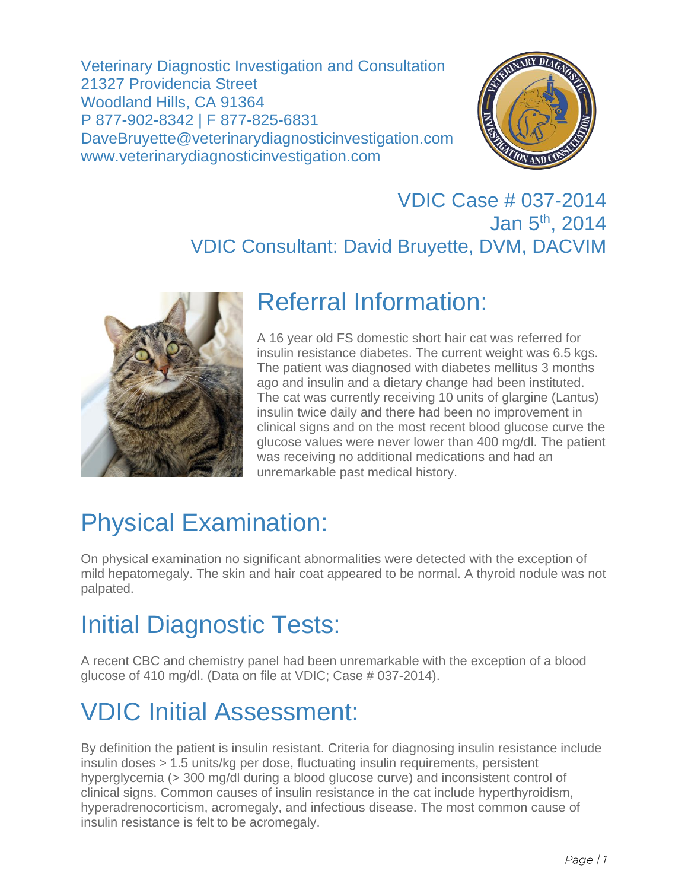Veterinary Diagnostic Investigation and Consultation
21327 Providencia Street
Woodland Hills, CA 91364
P 877-902-8342 | F 877-825-6831
DaveBruyette@veterinarydiagnosticinvestigation.com
www.veterinarydiagnosticinvestigation.com

VDIC Case # 037-2014
Jan 5th, 2014
VDIC Consultant: David Bruyette, DVM, DACVIM

# Referral Information:

A 16 year old FS domestic short hair cat was referred for insulin resistance diabetes. The current weight was 6.5 kgs. The patient was diagnosed with diabetes mellitus 3 months ago and insulin and a dietary change had been instituted. The cat was currently receiving 10 units of glargine (Lantus) insulin twice daily and there had been no improvement in clinical signs and on the most recent blood glucose curve the glucose values were never lower than 400 mg/dl. The patient was receiving no additional medications and had an unremarkable past medical history.

# Physical Examination:

On physical examination no significant abnormalities were detected with the exception of mild hepatomegaly. The skin and hair coat appeared to be normal. A thyroid nodule was not palpated.

# Initial Diagnostic Tests:

A recent CBC and chemistry panel had been unremarkable with the exception of a blood glucose of 410 mg/dl. (Data on file at VDIC; Case # 037-2014).

# VDIC Initial Assessment:

By definition the patient is insulin resistant. Criteria for diagnosing insulin resistance include insulin doses > 1.5 units/kg per dose, fluctuating insulin requirements, persistent hyperglycemia (> 300 mg/dl during a blood glucose curve) and inconsistent control of clinical signs. Common causes of insulin resistance in the cat include hyperthyroidism, hyperadrenocorticism, acromegaly, and infectious disease. The most common cause of insulin resistance is felt to be acromegaly.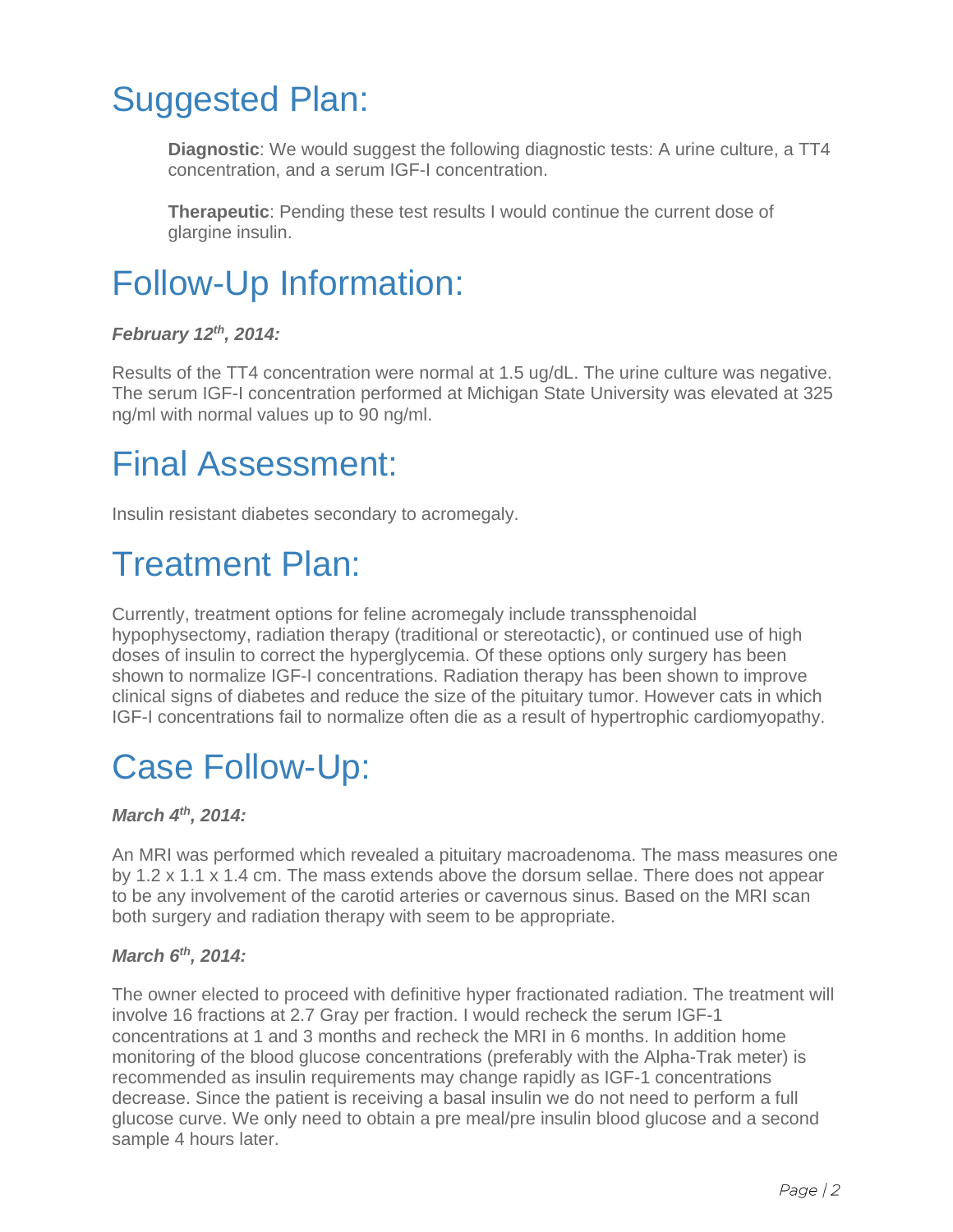# Suggested Plan:

**Diagnostic**: We would suggest the following diagnostic tests: A urine culture, a TT4 concentration, and a serum IGF-I concentration.

**Therapeutic**: Pending these test results I would continue the current dose of glargine insulin.

# Follow-Up Information:

***February 12th, 2014:***

Results of the TT4 concentration were normal at 1.5 ug/dL. The urine culture was negative. The serum IGF-I concentration performed at Michigan State University was elevated at 325 ng/ml with normal values up to 90 ng/ml.

# Final Assessment:

Insulin resistant diabetes secondary to acromegaly.

# Treatment Plan:

Currently, treatment options for feline acromegaly include transsphenoidal hypophysectomy, radiation therapy (traditional or stereotactic), or continued use of high doses of insulin to correct the hyperglycemia. Of these options only surgery has been shown to normalize IGF-I concentrations. Radiation therapy has been shown to improve clinical signs of diabetes and reduce the size of the pituitary tumor. However cats in which IGF-I concentrations fail to normalize often die as a result of hypertrophic cardiomyopathy.

# Case Follow-Up:

***March 4th, 2014:***

An MRI was performed which revealed a pituitary macroadenoma. The mass measures one by 1.2 x 1.1 x 1.4 cm. The mass extends above the dorsum sellae. There does not appear to be any involvement of the carotid arteries or cavernous sinus. Based on the MRI scan both surgery and radiation therapy with seem to be appropriate.

***March 6th, 2014:***

The owner elected to proceed with definitive hyper fractionated radiation. The treatment will involve 16 fractions at 2.7 Gray per fraction. I would recheck the serum IGF-1 concentrations at 1 and 3 months and recheck the MRI in 6 months. In addition home monitoring of the blood glucose concentrations (preferably with the Alpha-Trak meter) is recommended as insulin requirements may change rapidly as IGF-1 concentrations decrease. Since the patient is receiving a basal insulin we do not need to perform a full glucose curve. We only need to obtain a pre meal/pre insulin blood glucose and a second sample 4 hours later.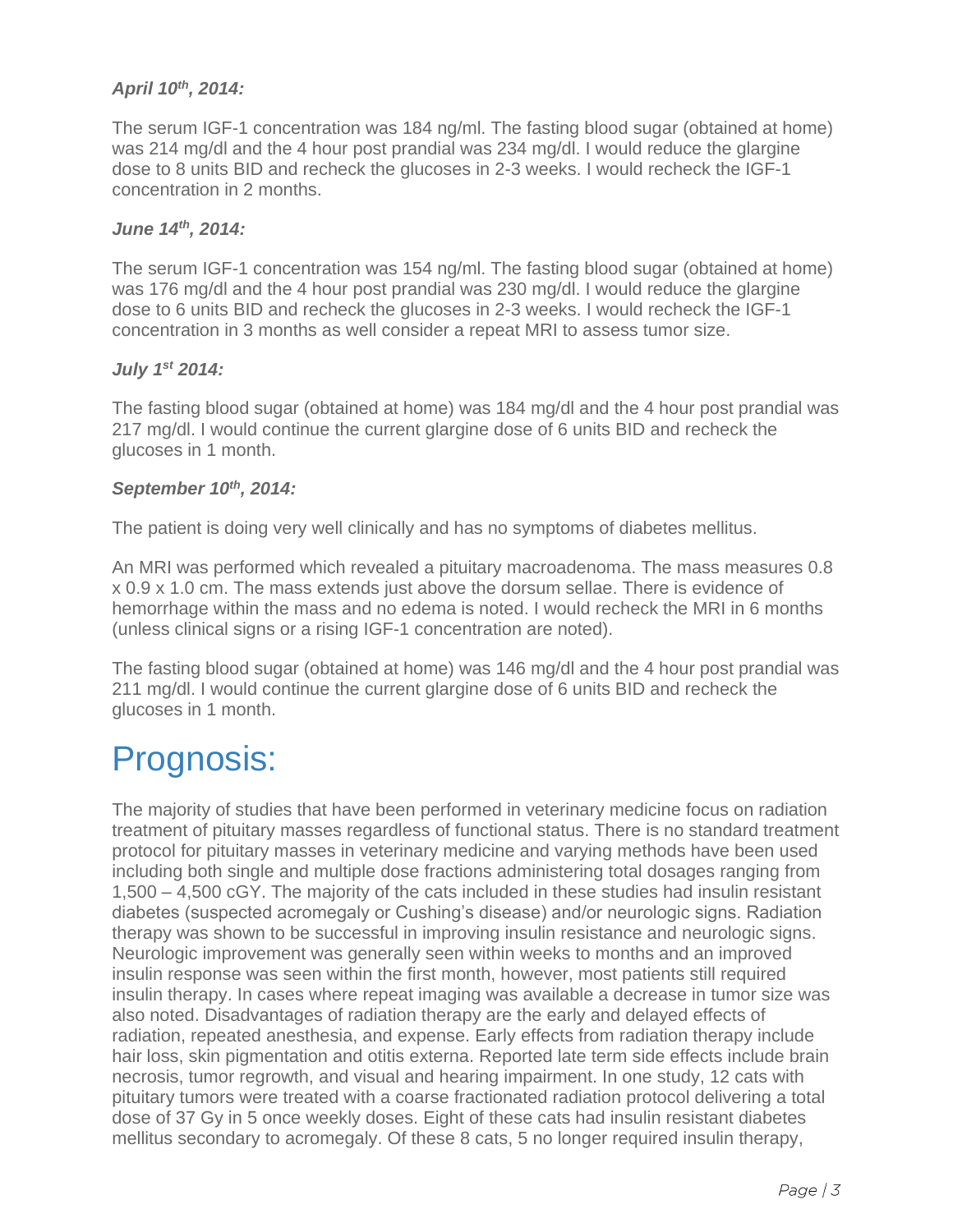### *April 10th, 2014:*

The serum IGF-1 concentration was 184 ng/ml. The fasting blood sugar (obtained at home) was 214 mg/dl and the 4 hour post prandial was 234 mg/dl. I would reduce the glargine dose to 8 units BID and recheck the glucoses in 2-3 weeks. I would recheck the IGF-1 concentration in 2 months.

### *June 14th, 2014:*

The serum IGF-1 concentration was 154 ng/ml. The fasting blood sugar (obtained at home) was 176 mg/dl and the 4 hour post prandial was 230 mg/dl. I would reduce the glargine dose to 6 units BID and recheck the glucoses in 2-3 weeks. I would recheck the IGF-1 concentration in 3 months as well consider a repeat MRI to assess tumor size.

### *July 1st 2014:*

The fasting blood sugar (obtained at home) was 184 mg/dl and the 4 hour post prandial was 217 mg/dl. I would continue the current glargine dose of 6 units BID and recheck the glucoses in 1 month.

### *September 10th, 2014:*

The patient is doing very well clinically and has no symptoms of diabetes mellitus.

An MRI was performed which revealed a pituitary macroadenoma. The mass measures 0.8 x 0.9 x 1.0 cm. The mass extends just above the dorsum sellae. There is evidence of hemorrhage within the mass and no edema is noted. I would recheck the MRI in 6 months (unless clinical signs or a rising IGF-1 concentration are noted).

The fasting blood sugar (obtained at home) was 146 mg/dl and the 4 hour post prandial was 211 mg/dl. I would continue the current glargine dose of 6 units BID and recheck the glucoses in 1 month.

# Prognosis:

The majority of studies that have been performed in veterinary medicine focus on radiation treatment of pituitary masses regardless of functional status. There is no standard treatment protocol for pituitary masses in veterinary medicine and varying methods have been used including both single and multiple dose fractions administering total dosages ranging from 1,500 – 4,500 cGY. The majority of the cats included in these studies had insulin resistant diabetes (suspected acromegaly or Cushing's disease) and/or neurologic signs. Radiation therapy was shown to be successful in improving insulin resistance and neurologic signs. Neurologic improvement was generally seen within weeks to months and an improved insulin response was seen within the first month, however, most patients still required insulin therapy. In cases where repeat imaging was available a decrease in tumor size was also noted. Disadvantages of radiation therapy are the early and delayed effects of radiation, repeated anesthesia, and expense. Early effects from radiation therapy include hair loss, skin pigmentation and otitis externa. Reported late term side effects include brain necrosis, tumor regrowth, and visual and hearing impairment. In one study, 12 cats with pituitary tumors were treated with a coarse fractionated radiation protocol delivering a total dose of 37 Gy in 5 once weekly doses. Eight of these cats had insulin resistant diabetes mellitus secondary to acromegaly. Of these 8 cats, 5 no longer required insulin therapy,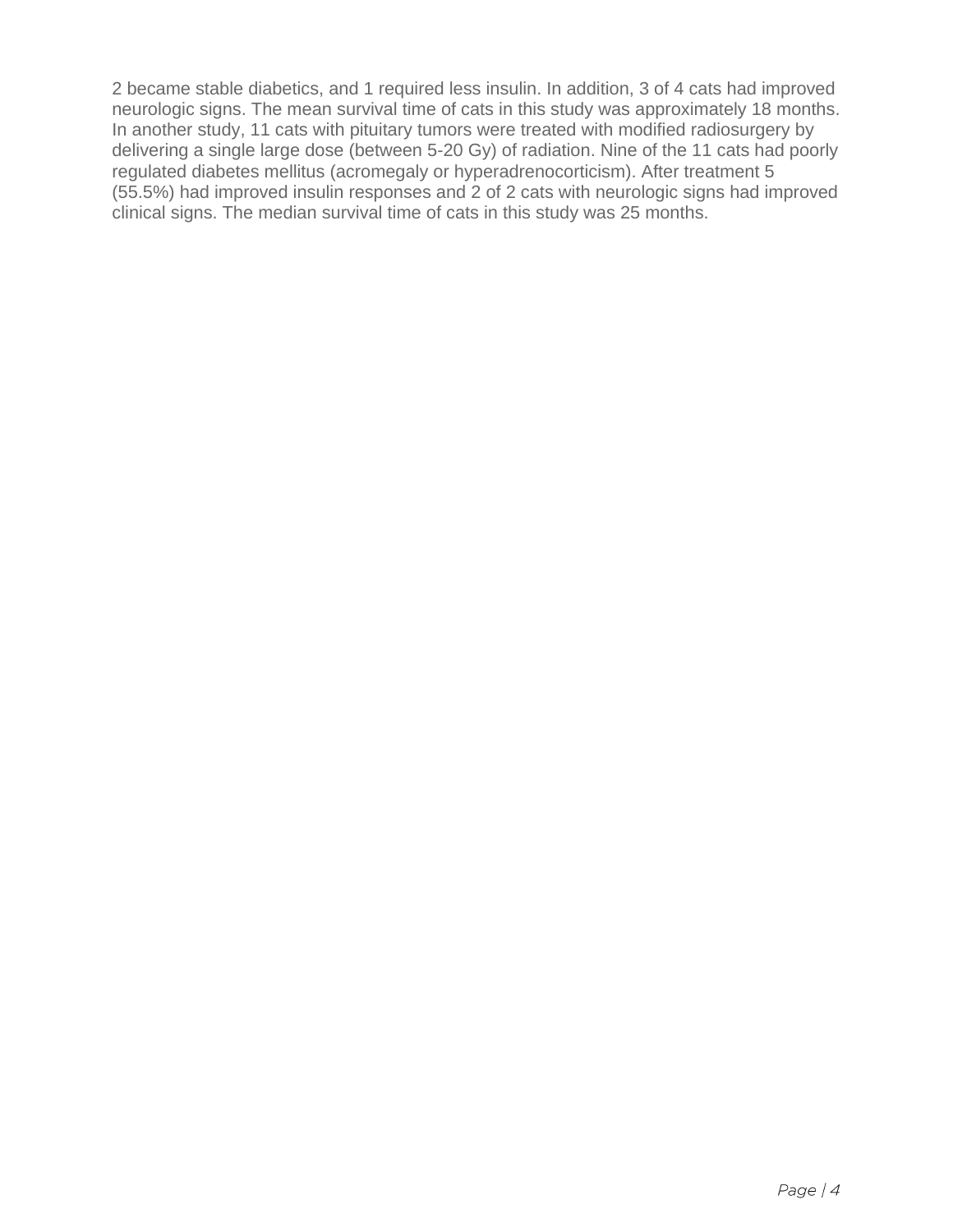2 became stable diabetics, and 1 required less insulin. In addition, 3 of 4 cats had improved neurologic signs. The mean survival time of cats in this study was approximately 18 months. In another study, 11 cats with pituitary tumors were treated with modified radiosurgery by delivering a single large dose (between 5-20 Gy) of radiation. Nine of the 11 cats had poorly regulated diabetes mellitus (acromegaly or hyperadrenocorticism). After treatment 5 (55.5%) had improved insulin responses and 2 of 2 cats with neurologic signs had improved clinical signs. The median survival time of cats in this study was 25 months.